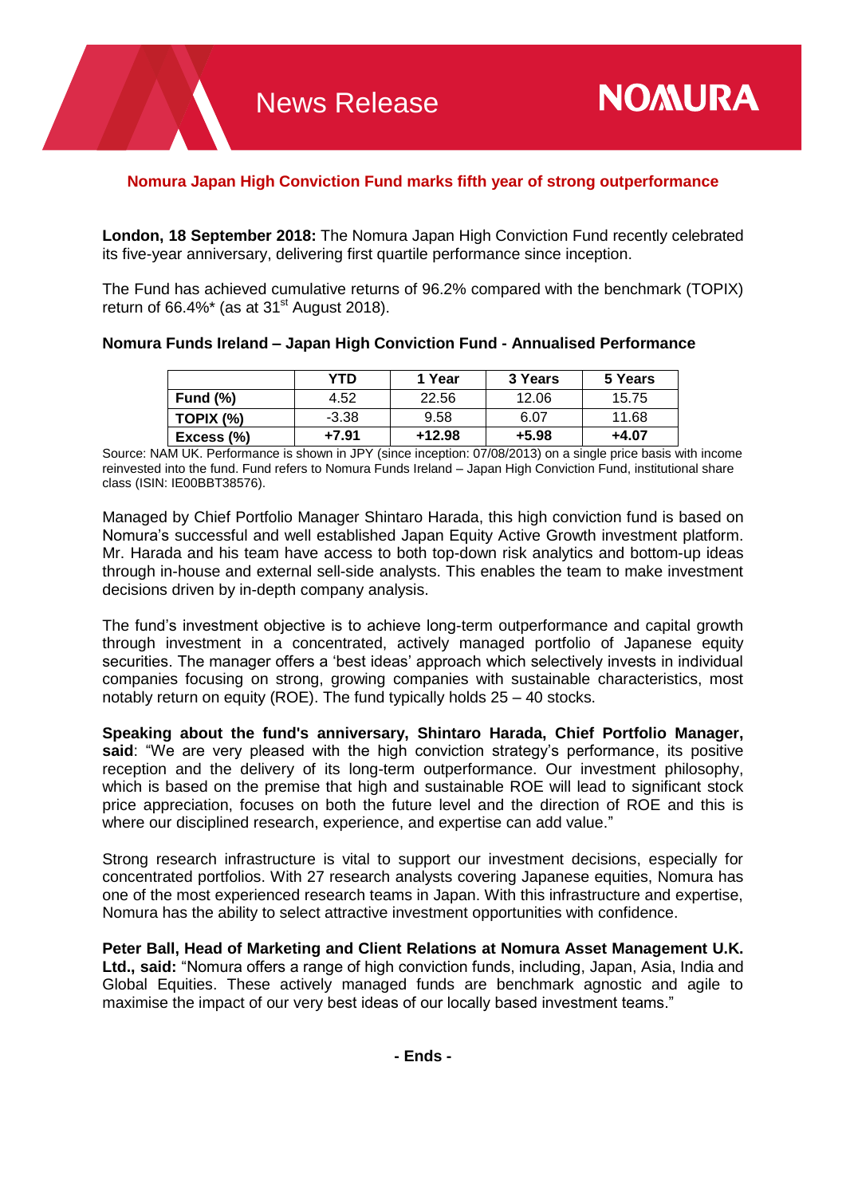News Release

NOMURA

## Nomura Japan High Conviction Fund marks fifth year of strong outperformance

**London, 18 September 2018:** The Nomura Japan High Conviction Fund recently celebrated its five-year anniversary, delivering first quartile performance since inception.

The Fund has achieved cumulative returns of 96.2% compared with the benchmark (TOPIX) return of 66.4%* (as at 31st August 2018).

### Nomura Funds Ireland – Japan High Conviction Fund - Annualised Performance

| | YTD | 1 Year | 3 Years | 5 Years |
|---|---|---|---|---|
| **Fund (%)** | 4.52 | 22.56 | 12.06 | 15.75 |
| **TOPIX (%)** | -3.38 | 9.58 | 6.07 | 11.68 |
| **Excess (%)** | **+7.91** | **+12.98** | **+5.98** | **+4.07** |

Source: NAM UK. Performance is shown in JPY (since inception: 07/08/2013) on a single price basis with income reinvested into the fund. Fund refers to Nomura Funds Ireland – Japan High Conviction Fund, institutional share class (ISIN: IE00BBT38576).

Managed by Chief Portfolio Manager Shintaro Harada, this high conviction fund is based on Nomura's successful and well established Japan Equity Active Growth investment platform. Mr. Harada and his team have access to both top-down risk analytics and bottom-up ideas through in-house and external sell-side analysts. This enables the team to make investment decisions driven by in-depth company analysis.

The fund's investment objective is to achieve long-term outperformance and capital growth through investment in a concentrated, actively managed portfolio of Japanese equity securities. The manager offers a 'best ideas' approach which selectively invests in individual companies focusing on strong, growing companies with sustainable characteristics, most notably return on equity (ROE). The fund typically holds 25 – 40 stocks.

**Speaking about the fund's anniversary, Shintaro Harada, Chief Portfolio Manager, said**: "We are very pleased with the high conviction strategy's performance, its positive reception and the delivery of its long-term outperformance. Our investment philosophy, which is based on the premise that high and sustainable ROE will lead to significant stock price appreciation, focuses on both the future level and the direction of ROE and this is where our disciplined research, experience, and expertise can add value."

Strong research infrastructure is vital to support our investment decisions, especially for concentrated portfolios. With 27 research analysts covering Japanese equities, Nomura has one of the most experienced research teams in Japan. With this infrastructure and expertise, Nomura has the ability to select attractive investment opportunities with confidence.

**Peter Ball, Head of Marketing and Client Relations at Nomura Asset Management U.K. Ltd., said:** "Nomura offers a range of high conviction funds, including, Japan, Asia, India and Global Equities. These actively managed funds are benchmark agnostic and agile to maximise the impact of our very best ideas of our locally based investment teams."

**- Ends -**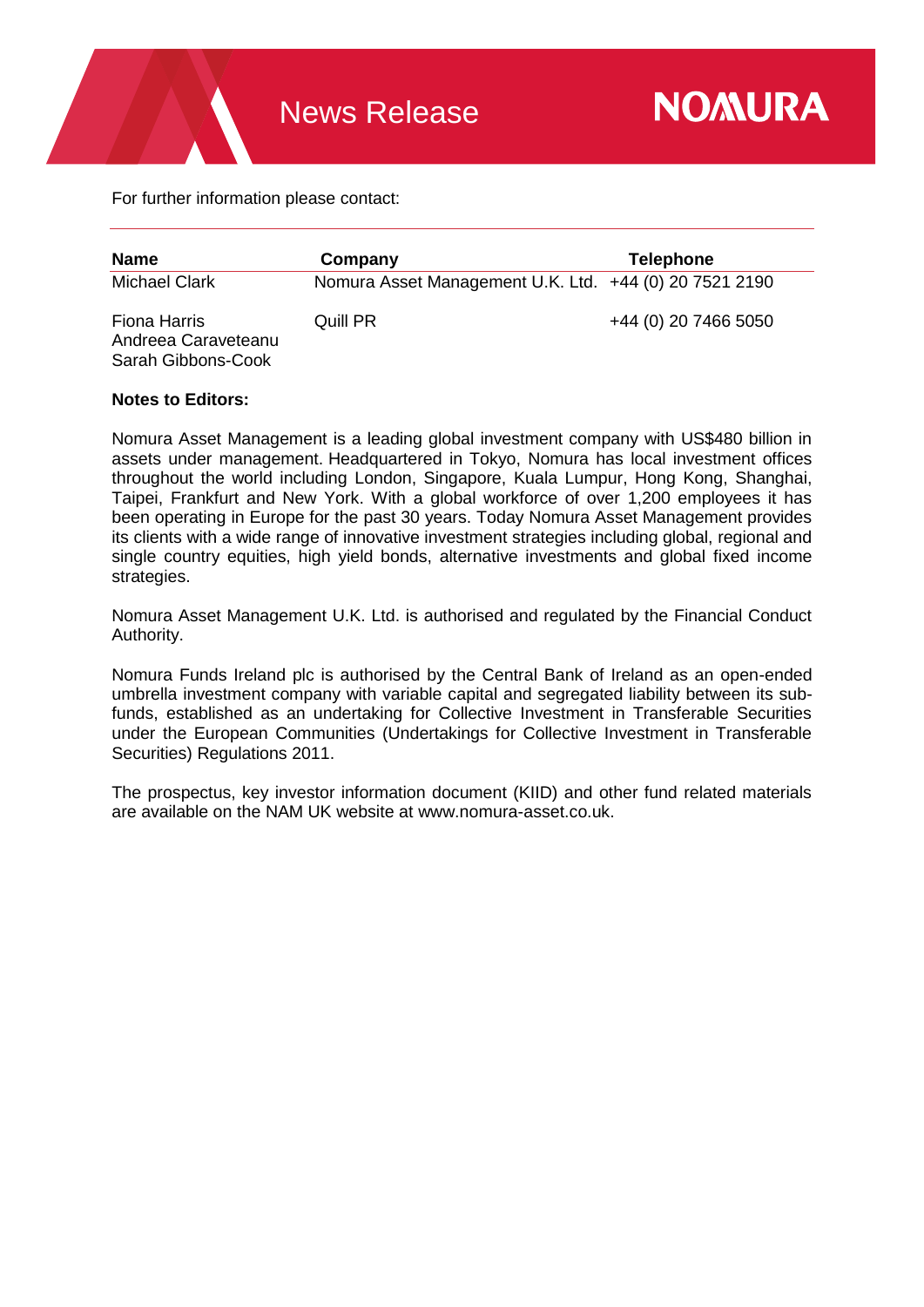For further information please contact:

| Name | Company | Telephone |
|---|---|---|
| Michael Clark | Nomura Asset Management U.K. Ltd. | +44 (0) 20 7521 2190 |
| Fiona Harris<br>Andreea Caraveteanu<br>Sarah Gibbons-Cook | Quill PR | +44 (0) 20 7466 5050 |

**Notes to Editors:**

Nomura Asset Management is a leading global investment company with US$480 billion in assets under management. Headquartered in Tokyo, Nomura has local investment offices throughout the world including London, Singapore, Kuala Lumpur, Hong Kong, Shanghai, Taipei, Frankfurt and New York. With a global workforce of over 1,200 employees it has been operating in Europe for the past 30 years. Today Nomura Asset Management provides its clients with a wide range of innovative investment strategies including global, regional and single country equities, high yield bonds, alternative investments and global fixed income strategies.

Nomura Asset Management U.K. Ltd. is authorised and regulated by the Financial Conduct Authority.

Nomura Funds Ireland plc is authorised by the Central Bank of Ireland as an open-ended umbrella investment company with variable capital and segregated liability between its sub-funds, established as an undertaking for Collective Investment in Transferable Securities under the European Communities (Undertakings for Collective Investment in Transferable Securities) Regulations 2011.

The prospectus, key investor information document (KIID) and other fund related materials are available on the NAM UK website at www.nomura-asset.co.uk.